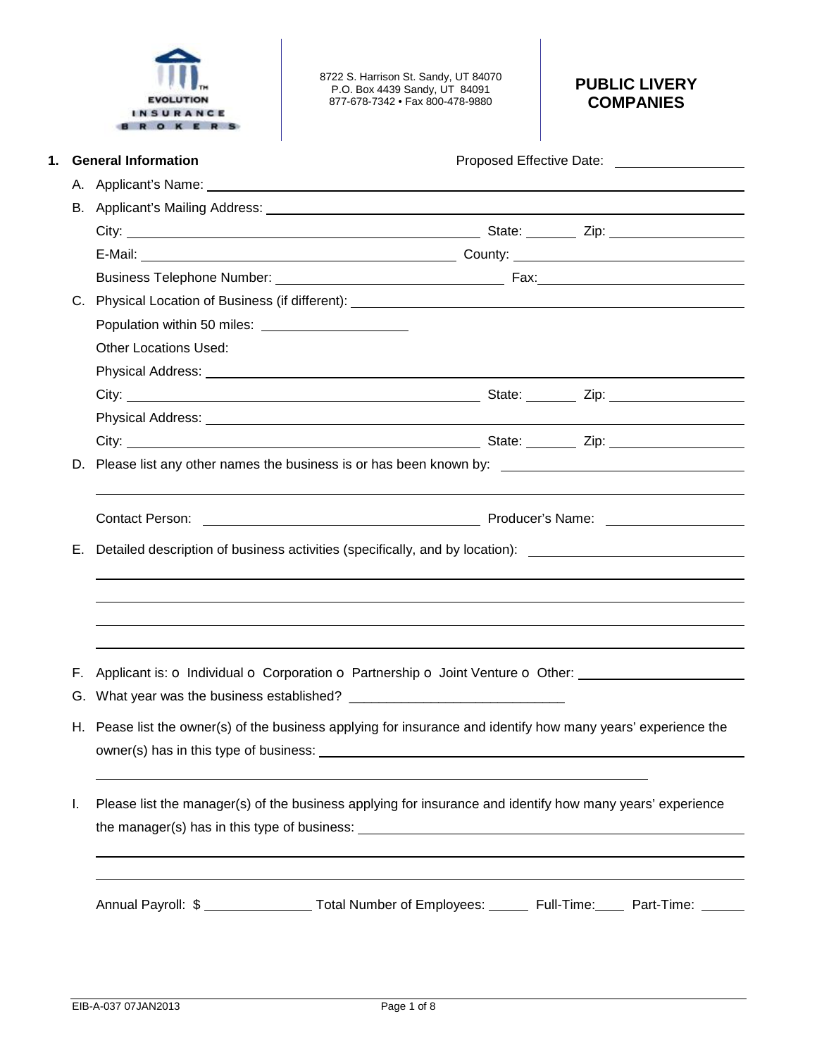Evolution Insurance Brokers

8722 S. Harrison St. Sandy, UT 84070
P.O. Box 4439 Sandy, UT 84091
877-678-7342 • Fax 800-478-9880

# PUBLIC LIVERY COMPANIES

## 1. General Information

Proposed Effective Date: ____________

A. Applicant's Name: ____________

B. Applicant's Mailing Address: ____________

City: ____________ State: ______ Zip: ____________

E-Mail: ____________ County: ____________

Business Telephone Number: ____________ Fax: ____________

C. Physical Location of Business (if different): ____________

Population within 50 miles: ____________

Other Locations Used:

Physical Address: ____________

City: ____________ State: ______ Zip: ____________

Physical Address: ____________

City: ____________ State: ______ Zip: ____________

D. Please list any other names the business is or has been known by: ____________

Contact Person: ____________ Producer's Name: ____________

E. Detailed description of business activities (specifically, and by location): ____________

F. Applicant is: o Individual o Corporation o Partnership o Joint Venture o Other: ____________

G. What year was the business established? ____________

H. Pease list the owner(s) of the business applying for insurance and identify how many years' experience the owner(s) has in this type of business: ____________

I. Please list the manager(s) of the business applying for insurance and identify how many years' experience the manager(s) has in this type of business: ____________

Annual Payroll: $ ____________ Total Number of Employees: ______ Full-Time: ______ Part-Time: ______

EIB-A-037 07JAN2013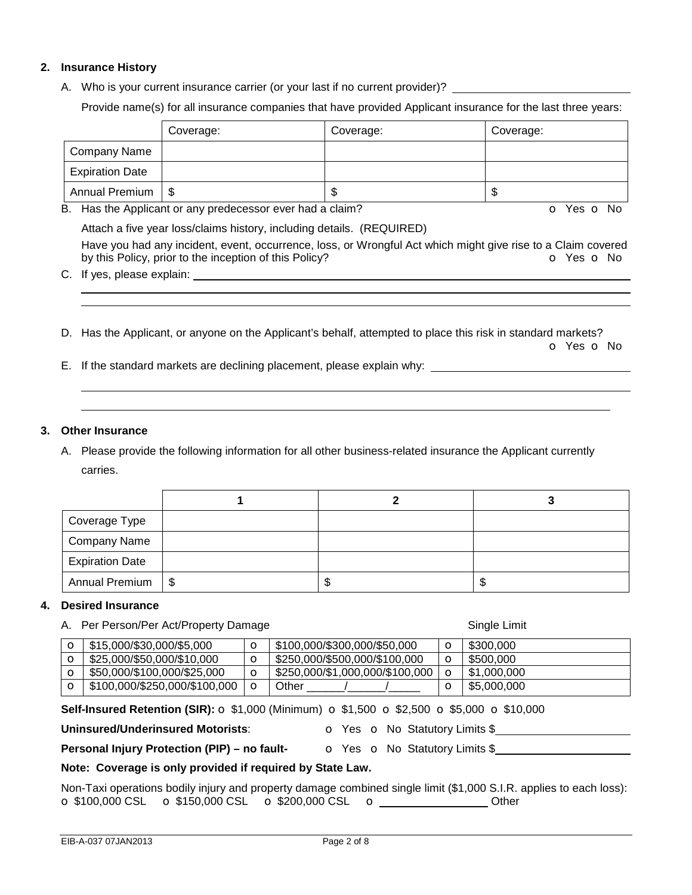## 2. Insurance History

A. Who is your current insurance carrier (or your last if no current provider)? ____________________

Provide name(s) for all insurance companies that have provided Applicant insurance for the last three years:

| | Coverage: | Coverage: | Coverage: |
|---|---|---|---|
| Company Name | | | |
| Expiration Date | | | |
| Annual Premium | $ | $ | $ |

B. Has the Applicant or any predecessor ever had a claim? o Yes o No

Attach a five year loss/claims history, including details. (REQUIRED)

Have you had any incident, event, occurrence, loss, or Wrongful Act which might give rise to a Claim covered by this Policy, prior to the inception of this Policy? o Yes o No

C. If yes, please explain: ____________________

D. Has the Applicant, or anyone on the Applicant's behalf, attempted to place this risk in standard markets? o Yes o No

E. If the standard markets are declining placement, please explain why: ____________________

## 3. Other Insurance

A. Please provide the following information for all other business-related insurance the Applicant currently carries.

| | 1 | 2 | 3 |
|---|---|---|---|
| Coverage Type | | | |
| Company Name | | | |
| Expiration Date | | | |
| Annual Premium | $ | $ | $ |

## 4. Desired Insurance

A. Per Person/Per Act/Property Damage — Single Limit

| | | | | | |
|---|---|---|---|---|---|
| o | $15,000/$30,000/$5,000 | o | $100,000/$300,000/$50,000 | o | $300,000 |
| o | $25,000/$50,000/$10,000 | o | $250,000/$500,000/$100,000 | o | $500,000 |
| o | $50,000/$100,000/$25,000 | o | $250,000/$1,000,000/$100,000 | o | $1,000,000 |
| o | $100,000/$250,000/$100,000 | o | Other ______/______/_____ | o | $5,000,000 |

**Self-Insured Retention (SIR):** o $1,000 (Minimum) o $1,500 o $2,500 o $5,000 o $10,000

**Uninsured/Underinsured Motorists**: o Yes o No Statutory Limits $____________________

**Personal Injury Protection (PIP) – no fault-** o Yes o No Statutory Limits $____________________

**Note: Coverage is only provided if required by State Law.**

Non-Taxi operations bodily injury and property damage combined single limit ($1,000 S.I.R. applies to each loss):
o $100,000 CSL o $150,000 CSL o $200,000 CSL o ________________ Other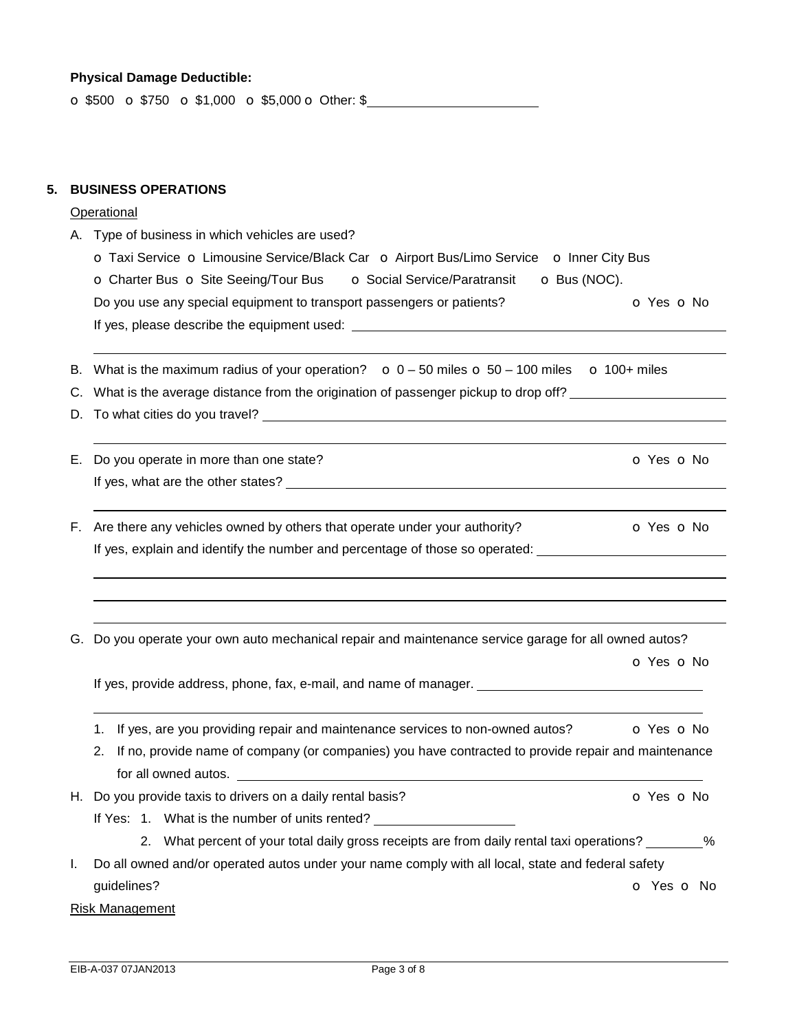**Physical Damage Deductible:**

o $500 o $750 o $1,000 o $5,000 o Other: $\_\_\_\_\_\_\_\_\_\_\_\_\_\_\_\_\_\_\_\_

## 5. BUSINESS OPERATIONS

Operational

A. Type of business in which vehicles are used?

o Taxi Service o Limousine Service/Black Car o Airport Bus/Limo Service o Inner City Bus

o Charter Bus o Site Seeing/Tour Bus o Social Service/Paratransit o Bus (NOC).

Do you use any special equipment to transport passengers or patients? o Yes o No

If yes, please describe the equipment used: \_\_\_\_\_\_\_\_\_\_\_\_\_\_\_\_\_\_\_\_

B. What is the maximum radius of your operation? o 0 – 50 miles o 50 – 100 miles o 100+ miles

C. What is the average distance from the origination of passenger pickup to drop off? \_\_\_\_\_\_\_\_\_\_\_\_\_\_\_\_\_\_\_\_

D. To what cities do you travel? \_\_\_\_\_\_\_\_\_\_\_\_\_\_\_\_\_\_\_\_

E. Do you operate in more than one state? o Yes o No

If yes, what are the other states? \_\_\_\_\_\_\_\_\_\_\_\_\_\_\_\_\_\_\_\_

F. Are there any vehicles owned by others that operate under your authority? o Yes o No

If yes, explain and identify the number and percentage of those so operated: \_\_\_\_\_\_\_\_\_\_\_\_\_\_\_\_\_\_\_\_

G. Do you operate your own auto mechanical repair and maintenance service garage for all owned autos? o Yes o No

If yes, provide address, phone, fax, e-mail, and name of manager. \_\_\_\_\_\_\_\_\_\_\_\_\_\_\_\_\_\_\_\_

1. If yes, are you providing repair and maintenance services to non-owned autos? o Yes o No
2. If no, provide name of company (or companies) you have contracted to provide repair and maintenance for all owned autos. \_\_\_\_\_\_\_\_\_\_\_\_\_\_\_\_\_\_\_\_

H. Do you provide taxis to drivers on a daily rental basis? o Yes o No

If Yes: 1. What is the number of units rented? \_\_\_\_\_\_\_\_\_\_\_\_\_\_\_\_\_\_\_\_

2. What percent of your total daily gross receipts are from daily rental taxi operations? \_\_\_\_\_\_\_\_%

I. Do all owned and/or operated autos under your name comply with all local, state and federal safety guidelines? o Yes o No

Risk Management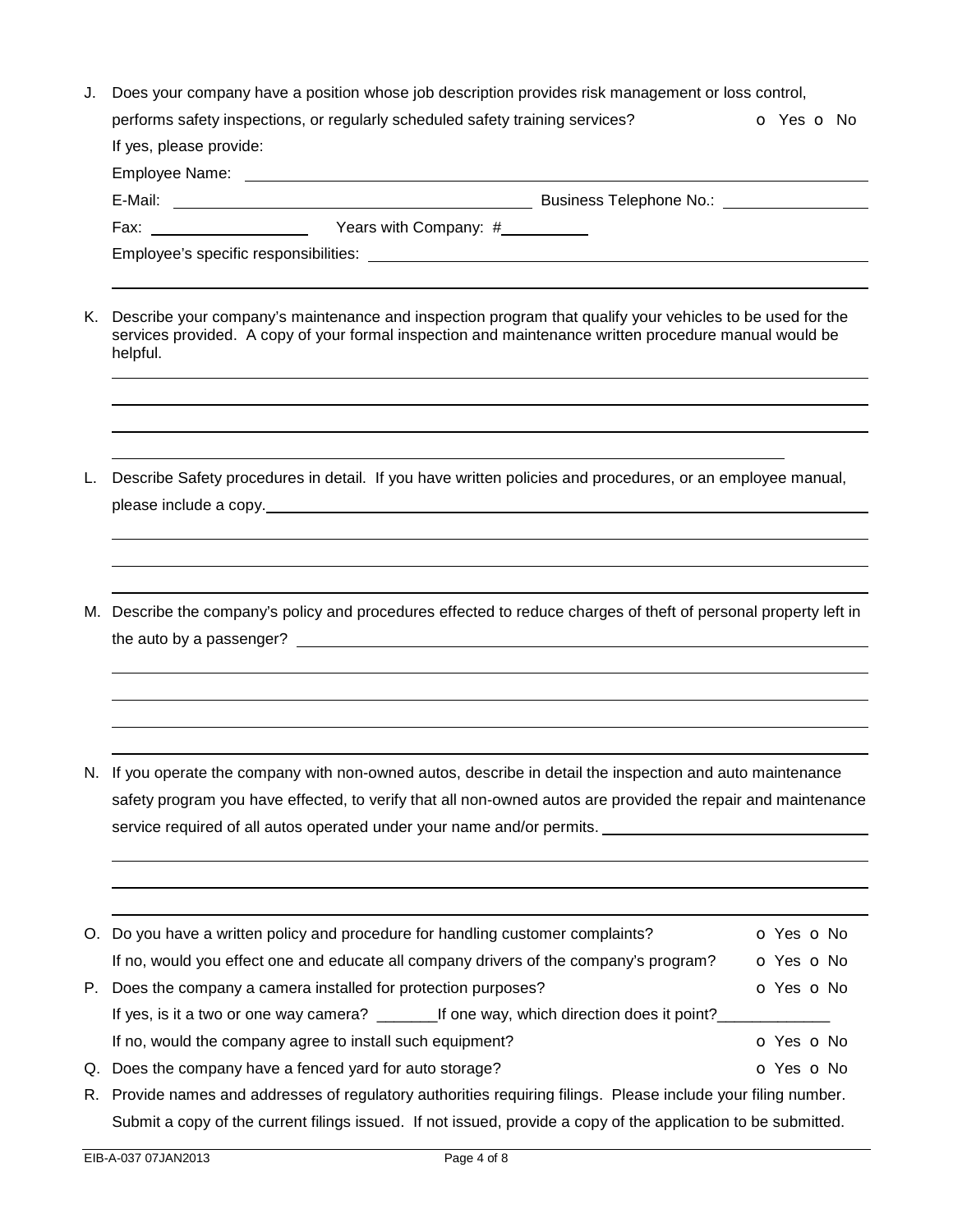J. Does your company have a position whose job description provides risk management or loss control, performs safety inspections, or regularly scheduled safety training services? o Yes o No

If yes, please provide:

Employee Name: ______________________________________________

E-Mail: ______________________ Business Telephone No.: ______________

Fax: ______________ Years with Company: #__________

Employee's specific responsibilities: ______________________________________________

______________________________________________

K. Describe your company's maintenance and inspection program that qualify your vehicles to be used for the services provided. A copy of your formal inspection and maintenance written procedure manual would be helpful.

______________________________________________

______________________________________________

______________________________________________

______________________________________________

L. Describe Safety procedures in detail. If you have written policies and procedures, or an employee manual, please include a copy.______________________________________________

______________________________________________

______________________________________________

______________________________________________

M. Describe the company's policy and procedures effected to reduce charges of theft of personal property left in the auto by a passenger? ______________________________________________

______________________________________________

______________________________________________

______________________________________________

______________________________________________

N. If you operate the company with non-owned autos, describe in detail the inspection and auto maintenance safety program you have effected, to verify that all non-owned autos are provided the repair and maintenance service required of all autos operated under your name and/or permits. ______________________

______________________________________________

______________________________________________

______________________________________________

O. Do you have a written policy and procedure for handling customer complaints? o Yes o No

If no, would you effect one and educate all company drivers of the company's program? o Yes o No

P. Does the company a camera installed for protection purposes? o Yes o No

If yes, is it a two or one way camera? _______If one way, which direction does it point?_____________

If no, would the company agree to install such equipment? o Yes o No

Q. Does the company have a fenced yard for auto storage? o Yes o No

R. Provide names and addresses of regulatory authorities requiring filings. Please include your filing number. Submit a copy of the current filings issued. If not issued, provide a copy of the application to be submitted.

EIB-A-037 07JAN2013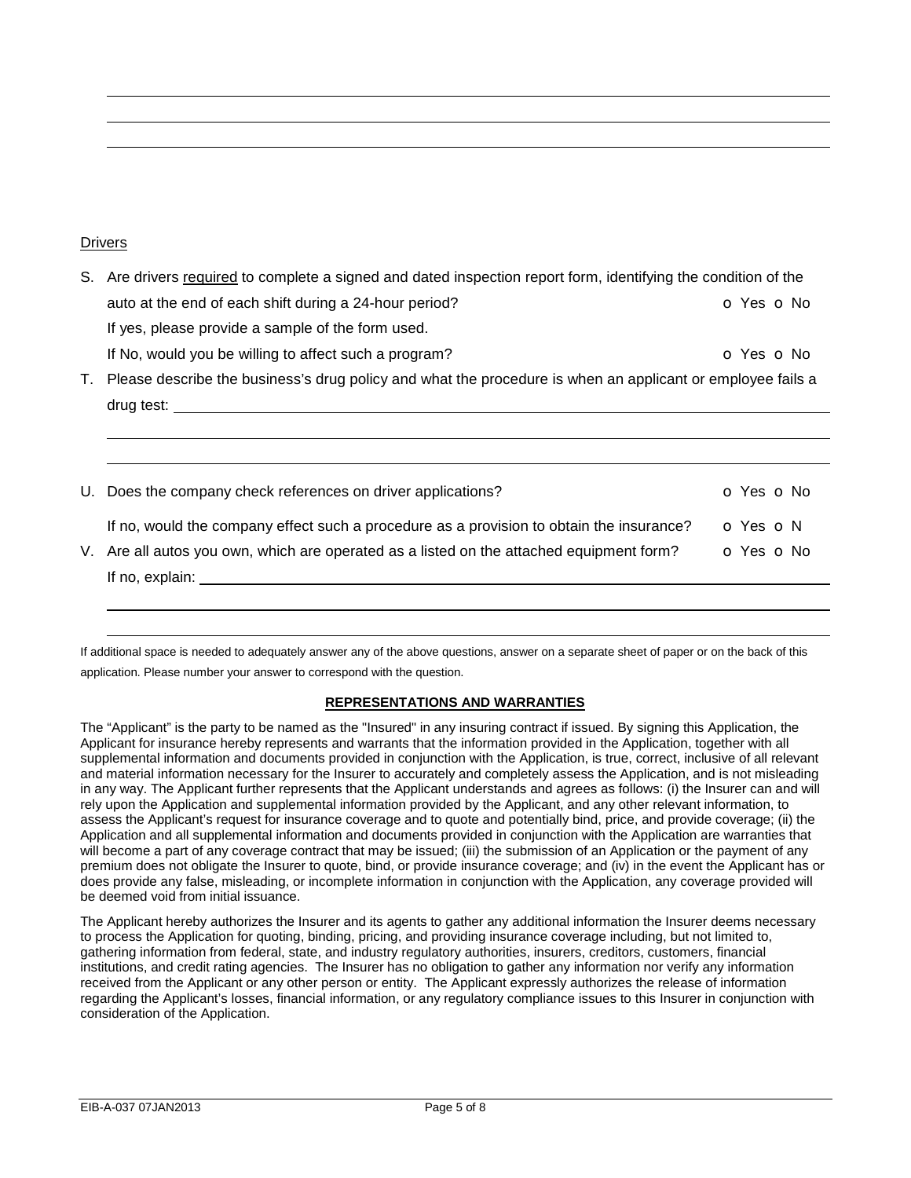## Drivers

S. Are drivers <u>required</u> to complete a signed and dated inspection report form, identifying the condition of the auto at the end of each shift during a 24-hour period? o Yes o No

If yes, please provide a sample of the form used.

If No, would you be willing to affect such a program? o Yes o No

T. Please describe the business's drug policy and what the procedure is when an applicant or employee fails a drug test: ______________________________

U. Does the company check references on driver applications? o Yes o No

If no, would the company effect such a procedure as a provision to obtain the insurance? o Yes o N

V. Are all autos you own, which are operated as a listed on the attached equipment form? o Yes o No

If no, explain: ______________________________

If additional space is needed to adequately answer any of the above questions, answer on a separate sheet of paper or on the back of this application. Please number your answer to correspond with the question.

### REPRESENTATIONS AND WARRANTIES

The "Applicant" is the party to be named as the "Insured" in any insuring contract if issued. By signing this Application, the Applicant for insurance hereby represents and warrants that the information provided in the Application, together with all supplemental information and documents provided in conjunction with the Application, is true, correct, inclusive of all relevant and material information necessary for the Insurer to accurately and completely assess the Application, and is not misleading in any way. The Applicant further represents that the Applicant understands and agrees as follows: (i) the Insurer can and will rely upon the Application and supplemental information provided by the Applicant, and any other relevant information, to assess the Applicant's request for insurance coverage and to quote and potentially bind, price, and provide coverage; (ii) the Application and all supplemental information and documents provided in conjunction with the Application are warranties that will become a part of any coverage contract that may be issued; (iii) the submission of an Application or the payment of any premium does not obligate the Insurer to quote, bind, or provide insurance coverage; and (iv) in the event the Applicant has or does provide any false, misleading, or incomplete information in conjunction with the Application, any coverage provided will be deemed void from initial issuance.

The Applicant hereby authorizes the Insurer and its agents to gather any additional information the Insurer deems necessary to process the Application for quoting, binding, pricing, and providing insurance coverage including, but not limited to, gathering information from federal, state, and industry regulatory authorities, insurers, creditors, customers, financial institutions, and credit rating agencies. The Insurer has no obligation to gather any information nor verify any information received from the Applicant or any other person or entity. The Applicant expressly authorizes the release of information regarding the Applicant's losses, financial information, or any regulatory compliance issues to this Insurer in conjunction with consideration of the Application.

EIB-A-037 07JAN2013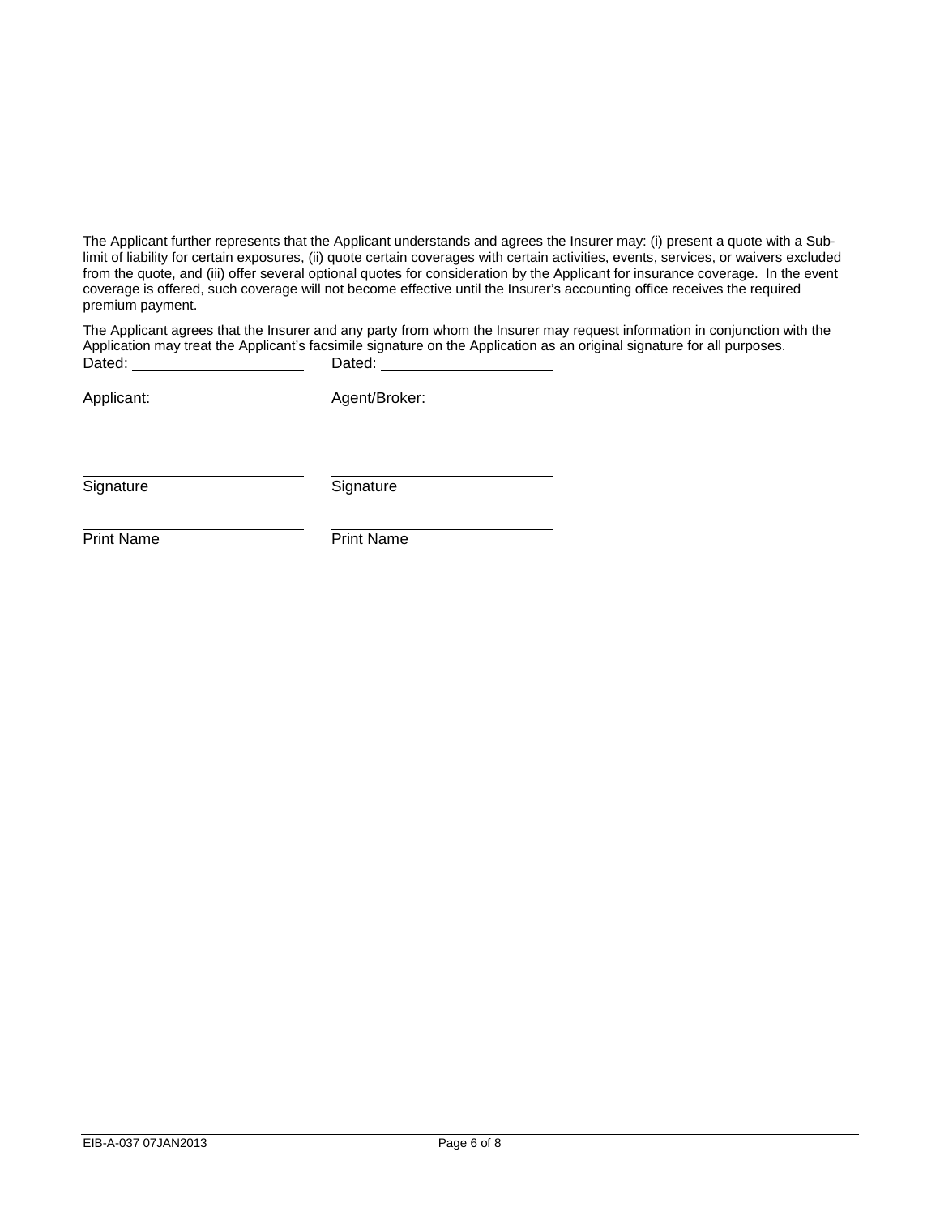The Applicant further represents that the Applicant understands and agrees the Insurer may: (i) present a quote with a Sub-limit of liability for certain exposures, (ii) quote certain coverages with certain activities, events, services, or waivers excluded from the quote, and (iii) offer several optional quotes for consideration by the Applicant for insurance coverage. In the event coverage is offered, such coverage will not become effective until the Insurer's accounting office receives the required premium payment.

The Applicant agrees that the Insurer and any party from whom the Insurer may request information in conjunction with the Application may treat the Applicant's facsimile signature on the Application as an original signature for all purposes.

| | |
|---|---|
| Dated: ____________________ | Dated: ____________________ |
| Applicant: | Agent/Broker: |
| ____________________ | ____________________ |
| Signature | Signature |
| ____________________ | ____________________ |
| Print Name | Print Name |

EIB-A-037 07JAN2013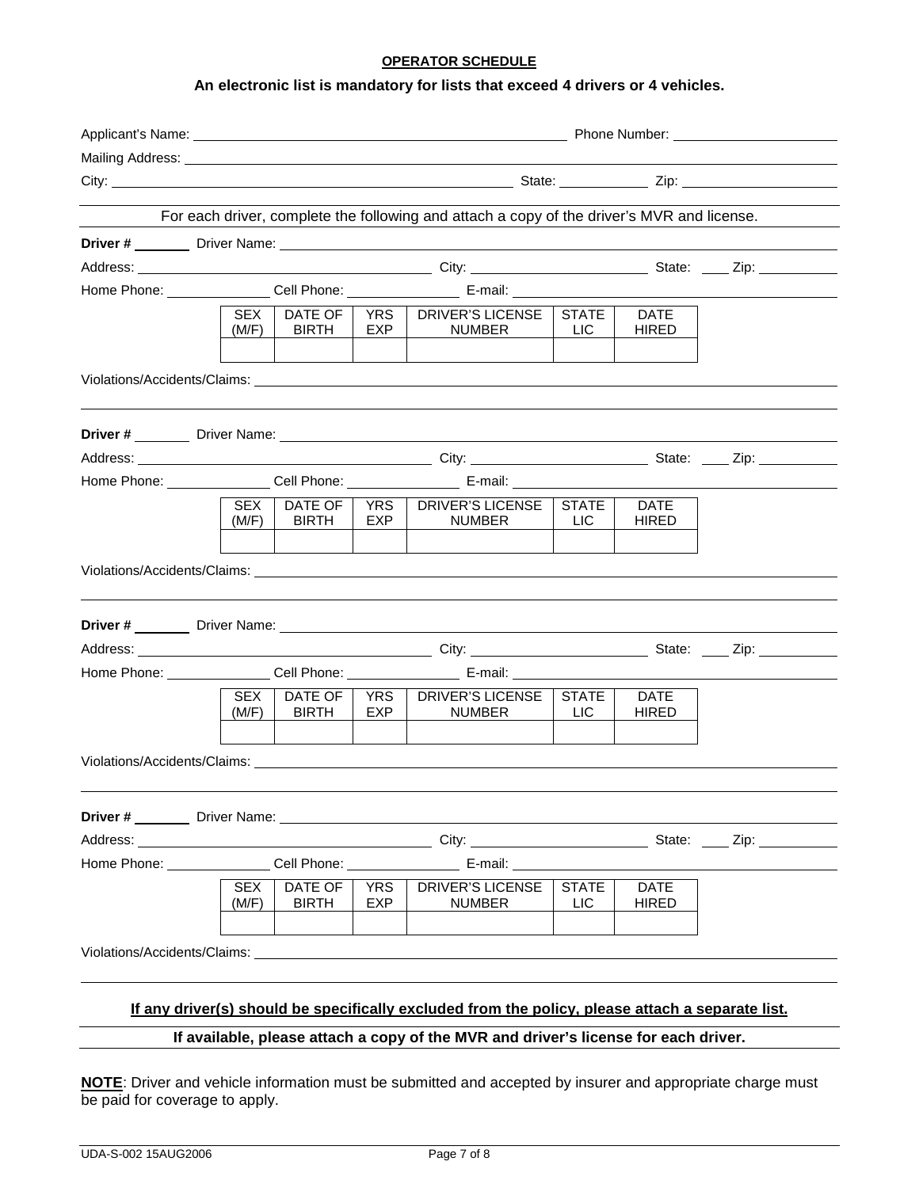# OPERATOR SCHEDULE

**An electronic list is mandatory for lists that exceed 4 drivers or 4 vehicles.**

Applicant's Name: \_\_\_\_\_\_\_\_\_\_\_\_\_\_\_\_\_\_\_\_\_\_\_\_\_\_\_\_ Phone Number: \_\_\_\_\_\_\_\_\_\_\_\_\_\_\_\_

Mailing Address: \_\_\_\_\_\_\_\_\_\_\_\_\_\_\_\_\_\_\_\_\_\_\_\_\_\_\_\_\_\_\_\_\_\_\_\_\_\_\_\_\_\_\_\_

City: \_\_\_\_\_\_\_\_\_\_\_\_\_\_\_\_\_\_\_\_\_\_\_\_\_\_\_\_ State: \_\_\_\_\_\_\_\_ Zip: \_\_\_\_\_\_\_\_\_\_\_\_

For each driver, complete the following and attach a copy of the driver's MVR and license.

**Driver #** \_\_\_\_\_\_ Driver Name: \_\_\_\_\_\_\_\_\_\_\_\_\_\_\_\_\_\_\_\_\_\_\_\_\_\_\_\_\_\_\_\_\_\_\_\_\_\_

Address: \_\_\_\_\_\_\_\_\_\_\_\_\_\_\_\_\_\_\_\_\_\_\_\_ City: \_\_\_\_\_\_\_\_\_\_\_\_\_\_\_\_ State: \_\_\_\_ Zip: \_\_\_\_\_\_\_\_

Home Phone: \_\_\_\_\_\_\_\_\_\_ Cell Phone: \_\_\_\_\_\_\_\_\_\_ E-mail: \_\_\_\_\_\_\_\_\_\_\_\_\_\_\_\_\_\_\_\_

| SEX (M/F) | DATE OF BIRTH | YRS EXP | DRIVER'S LICENSE NUMBER | STATE LIC | DATE HIRED |
|---|---|---|---|---|---|
| | | | | | |

Violations/Accidents/Claims: \_\_\_\_\_\_\_\_\_\_\_\_\_\_\_\_\_\_\_\_\_\_\_\_\_\_\_\_\_\_\_\_\_\_\_\_\_\_

**Driver #** \_\_\_\_\_\_ Driver Name: \_\_\_\_\_\_\_\_\_\_\_\_\_\_\_\_\_\_\_\_\_\_\_\_\_\_\_\_\_\_\_\_\_\_\_\_\_\_

Address: \_\_\_\_\_\_\_\_\_\_\_\_\_\_\_\_\_\_\_\_\_\_\_\_ City: \_\_\_\_\_\_\_\_\_\_\_\_\_\_\_\_ State: \_\_\_\_ Zip: \_\_\_\_\_\_\_\_

Home Phone: \_\_\_\_\_\_\_\_\_\_ Cell Phone: \_\_\_\_\_\_\_\_\_\_ E-mail: \_\_\_\_\_\_\_\_\_\_\_\_\_\_\_\_\_\_\_\_

| SEX (M/F) | DATE OF BIRTH | YRS EXP | DRIVER'S LICENSE NUMBER | STATE LIC | DATE HIRED |
|---|---|---|---|---|---|
| | | | | | |

Violations/Accidents/Claims: \_\_\_\_\_\_\_\_\_\_\_\_\_\_\_\_\_\_\_\_\_\_\_\_\_\_\_\_\_\_\_\_\_\_\_\_\_\_

**Driver #** \_\_\_\_\_\_ Driver Name: \_\_\_\_\_\_\_\_\_\_\_\_\_\_\_\_\_\_\_\_\_\_\_\_\_\_\_\_\_\_\_\_\_\_\_\_\_\_

Address: \_\_\_\_\_\_\_\_\_\_\_\_\_\_\_\_\_\_\_\_\_\_\_\_ City: \_\_\_\_\_\_\_\_\_\_\_\_\_\_\_\_ State: \_\_\_\_ Zip: \_\_\_\_\_\_\_\_

Home Phone: \_\_\_\_\_\_\_\_\_\_ Cell Phone: \_\_\_\_\_\_\_\_\_\_ E-mail: \_\_\_\_\_\_\_\_\_\_\_\_\_\_\_\_\_\_\_\_

| SEX (M/F) | DATE OF BIRTH | YRS EXP | DRIVER'S LICENSE NUMBER | STATE LIC | DATE HIRED |
|---|---|---|---|---|---|
| | | | | | |

Violations/Accidents/Claims: \_\_\_\_\_\_\_\_\_\_\_\_\_\_\_\_\_\_\_\_\_\_\_\_\_\_\_\_\_\_\_\_\_\_\_\_\_\_

**Driver #** \_\_\_\_\_\_ Driver Name: \_\_\_\_\_\_\_\_\_\_\_\_\_\_\_\_\_\_\_\_\_\_\_\_\_\_\_\_\_\_\_\_\_\_\_\_\_\_

Address: \_\_\_\_\_\_\_\_\_\_\_\_\_\_\_\_\_\_\_\_\_\_\_\_ City: \_\_\_\_\_\_\_\_\_\_\_\_\_\_\_\_ State: \_\_\_\_ Zip: \_\_\_\_\_\_\_\_

Home Phone: \_\_\_\_\_\_\_\_\_\_ Cell Phone: \_\_\_\_\_\_\_\_\_\_ E-mail: \_\_\_\_\_\_\_\_\_\_\_\_\_\_\_\_\_\_\_\_

| SEX (M/F) | DATE OF BIRTH | YRS EXP | DRIVER'S LICENSE NUMBER | STATE LIC | DATE HIRED |
|---|---|---|---|---|---|
| | | | | | |

Violations/Accidents/Claims: \_\_\_\_\_\_\_\_\_\_\_\_\_\_\_\_\_\_\_\_\_\_\_\_\_\_\_\_\_\_\_\_\_\_\_\_\_\_

**If any driver(s) should be specifically excluded from the policy, please attach a separate list.**

**If available, please attach a copy of the MVR and driver's license for each driver.**

**NOTE**: Driver and vehicle information must be submitted and accepted by insurer and appropriate charge must be paid for coverage to apply.

UDA-S-002 15AUG2006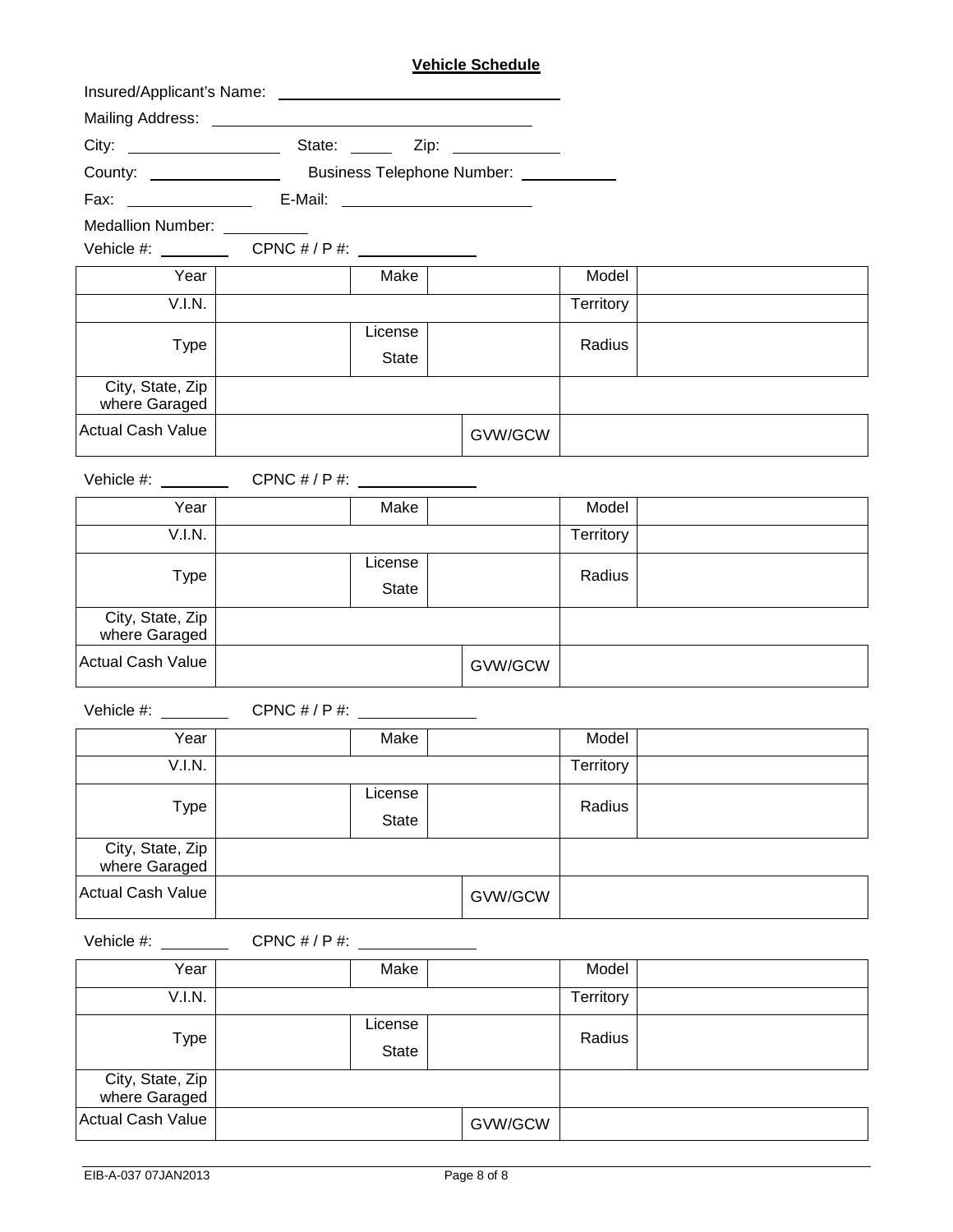## Vehicle Schedule

Insured/Applicant's Name: ______________________________

Mailing Address: ______________________________

City: ________________ State: _____ Zip: ____________

County: ______________ Business Telephone Number: __________

Fax: ______________ E-Mail: ____________________

Medallion Number: __________

Vehicle #: ________ CPNC # / P #: ____________

| | | | | | |
|---|---|---|---|---|---|
| Year | | Make | | Model | |
| V.I.N. | | | | Territory | |
| Type | | License State | | Radius | |
| City, State, Zip where Garaged | | | | | |
| Actual Cash Value | | | GVW/GCW | | |

Vehicle #: ________ CPNC # / P #: ____________

| | | | | | |
|---|---|---|---|---|---|
| Year | | Make | | Model | |
| V.I.N. | | | | Territory | |
| Type | | License State | | Radius | |
| City, State, Zip where Garaged | | | | | |
| Actual Cash Value | | | GVW/GCW | | |

Vehicle #: ________ CPNC # / P #: ____________

| | | | | | |
|---|---|---|---|---|---|
| Year | | Make | | Model | |
| V.I.N. | | | | Territory | |
| Type | | License State | | Radius | |
| City, State, Zip where Garaged | | | | | |
| Actual Cash Value | | | GVW/GCW | | |

Vehicle #: ________ CPNC # / P #: ____________

| | | | | | |
|---|---|---|---|---|---|
| Year | | Make | | Model | |
| V.I.N. | | | | Territory | |
| Type | | License State | | Radius | |
| City, State, Zip where Garaged | | | | | |
| Actual Cash Value | | | GVW/GCW | | |

EIB-A-037 07JAN2013